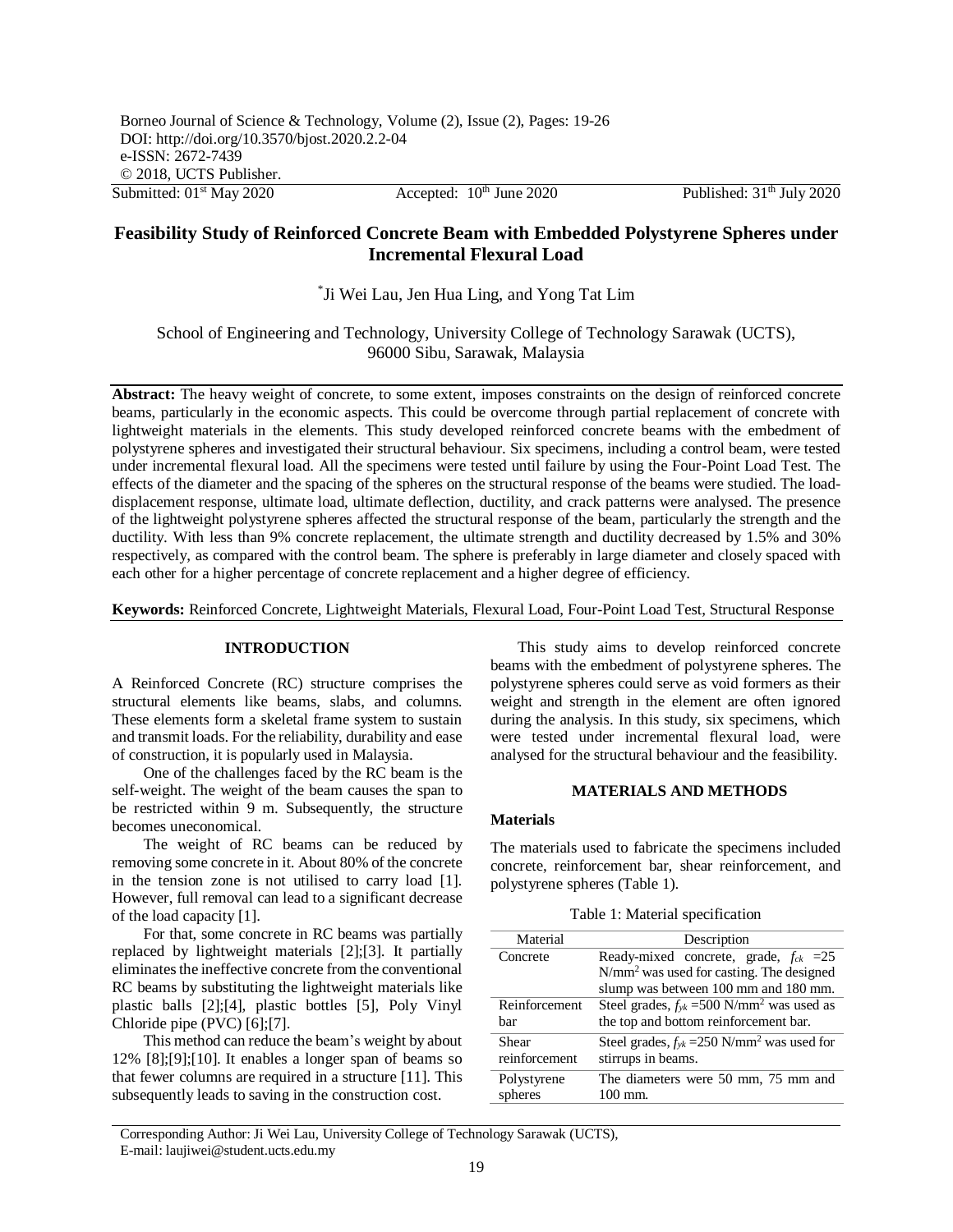Submitted: 01st May 2020 Accepted: 10th June 2020 Published: 31th July 2020

# Feasibility Study of Reinforced Concrete Beam with Embedded Polystyrene Spheres under Incremental Flexural Load

*Ji Wei Lau, Jen Hua Ling, and Yong Tat Lim

School of Engineering and Technology, University College of Technology Sarawak (UCTS), 96000 Sibu, Sarawak, Malaysia

**Abstract:** The heavy weight of concrete, to some extent, imposes constraints on the design of reinforced concrete beams, particularly in the economic aspects. This could be overcome through partial replacement of concrete with lightweight materials in the elements. This study developed reinforced concrete beams with the embedment of polystyrene spheres and investigated their structural behaviour. Six specimens, including a control beam, were tested under incremental flexural load. All the specimens were tested until failure by using the Four-Point Load Test. The effects of the diameter and the spacing of the spheres on the structural response of the beams were studied. The load-displacement response, ultimate load, ultimate deflection, ductility, and crack patterns were analysed. The presence of the lightweight polystyrene spheres affected the structural response of the beam, particularly the strength and the ductility. With less than 9% concrete replacement, the ultimate strength and ductility decreased by 1.5% and 30% respectively, as compared with the control beam. The sphere is preferably in large diameter and closely spaced with each other for a higher percentage of concrete replacement and a higher degree of efficiency.

**Keywords:** Reinforced Concrete, Lightweight Materials, Flexural Load, Four-Point Load Test, Structural Response

## INTRODUCTION

A Reinforced Concrete (RC) structure comprises the structural elements like beams, slabs, and columns. These elements form a skeletal frame system to sustain and transmit loads. For the reliability, durability and ease of construction, it is popularly used in Malaysia.

One of the challenges faced by the RC beam is the self-weight. The weight of the beam causes the span to be restricted within 9 m. Subsequently, the structure becomes uneconomical.

The weight of RC beams can be reduced by removing some concrete in it. About 80% of the concrete in the tension zone is not utilised to carry load [1]. However, full removal can lead to a significant decrease of the load capacity [1].

For that, some concrete in RC beams was partially replaced by lightweight materials [2];[3]. It partially eliminates the ineffective concrete from the conventional RC beams by substituting the lightweight materials like plastic balls [2];[4], plastic bottles [5], Poly Vinyl Chloride pipe (PVC) [6];[7].

This method can reduce the beam's weight by about 12% [8];[9];[10]. It enables a longer span of beams so that fewer columns are required in a structure [11]. This subsequently leads to saving in the construction cost.

This study aims to develop reinforced concrete beams with the embedment of polystyrene spheres. The polystyrene spheres could serve as void formers as their weight and strength in the element are often ignored during the analysis. In this study, six specimens, which were tested under incremental flexural load, were analysed for the structural behaviour and the feasibility.

## MATERIALS AND METHODS

### Materials

The materials used to fabricate the specimens included concrete, reinforcement bar, shear reinforcement, and polystyrene spheres (Table 1).

Table 1: Material specification

| Material | Description |
|---|---|
| Concrete | Ready-mixed concrete, grade, $f_{ck}$ =25 N/mm$^2$ was used for casting. The designed slump was between 100 mm and 180 mm. |
| Reinforcement bar | Steel grades, $f_{yk}$ =500 N/mm$^2$ was used as the top and bottom reinforcement bar. |
| Shear reinforcement | Steel grades, $f_{yk}$ =250 N/mm$^2$ was used for stirrups in beams. |
| Polystyrene spheres | The diameters were 50 mm, 75 mm and 100 mm. |

Corresponding Author: Ji Wei Lau, University College of Technology Sarawak (UCTS),
E-mail: laujiwei@student.ucts.edu.my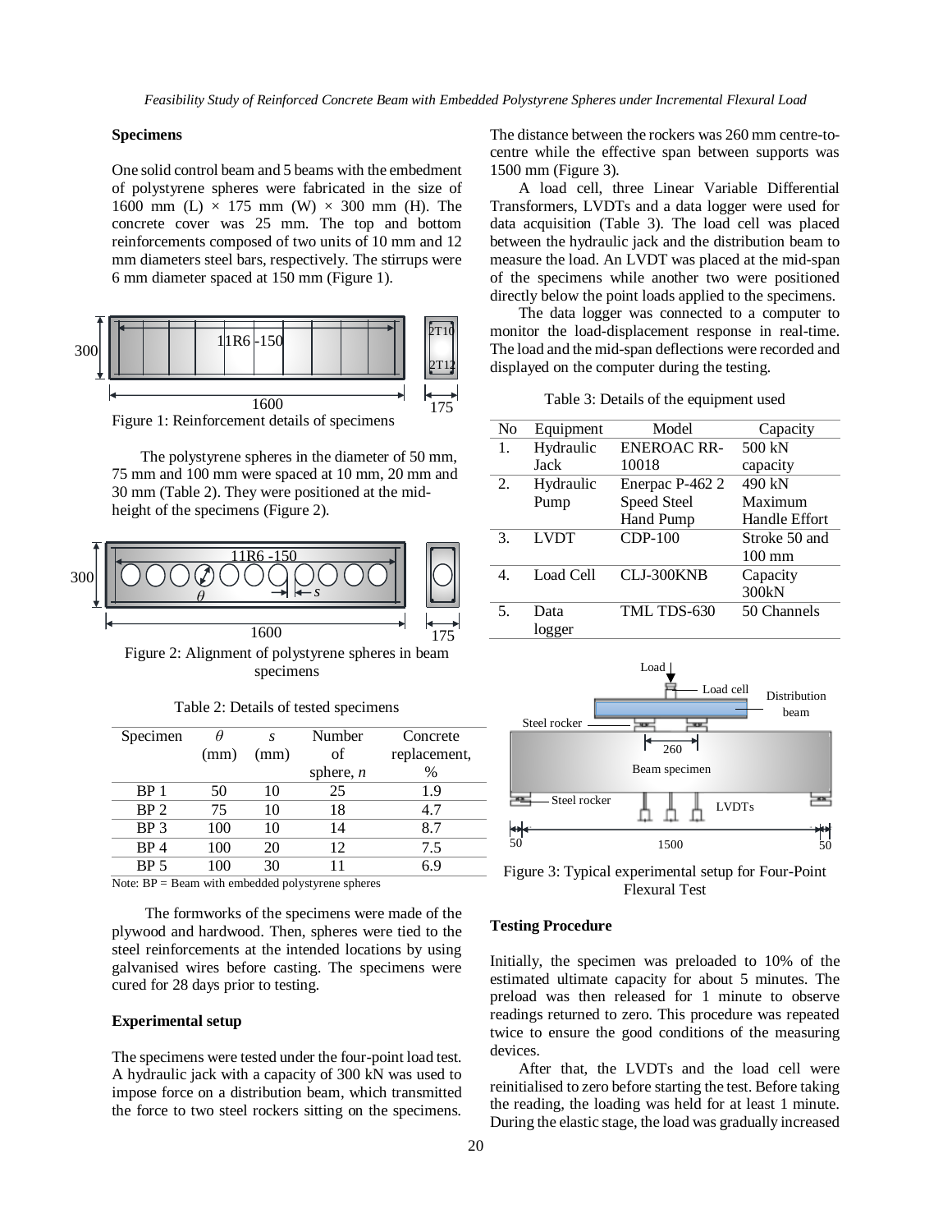### Specimens

One solid control beam and 5 beams with the embedment of polystyrene spheres were fabricated in the size of 1600 mm (L) × 175 mm (W) × 300 mm (H). The concrete cover was 25 mm. The top and bottom reinforcements composed of two units of 10 mm and 12 mm diameters steel bars, respectively. The stirrups were 6 mm diameter spaced at 150 mm (Figure 1).

Figure 1: Reinforcement details of specimens

The polystyrene spheres in the diameter of 50 mm, 75 mm and 100 mm were spaced at 10 mm, 20 mm and 30 mm (Table 2). They were positioned at the mid-height of the specimens (Figure 2).

Figure 2: Alignment of polystyrene spheres in beam specimens

Table 2: Details of tested specimens

| Specimen | $\theta$ (mm) | $s$ (mm) | Number of sphere, $n$ | Concrete replacement, % |
|---|---|---|---|---|
| BP 1 | 50 | 10 | 25 | 1.9 |
| BP 2 | 75 | 10 | 18 | 4.7 |
| BP 3 | 100 | 10 | 14 | 8.7 |
| BP 4 | 100 | 20 | 12 | 7.5 |
| BP 5 | 100 | 30 | 11 | 6.9 |

Note: BP = Beam with embedded polystyrene spheres

The formworks of the specimens were made of the plywood and hardwood. Then, spheres were tied to the steel reinforcements at the intended locations by using galvanised wires before casting. The specimens were cured for 28 days prior to testing.

### Experimental setup

The specimens were tested under the four-point load test. A hydraulic jack with a capacity of 300 kN was used to impose force on a distribution beam, which transmitted the force to two steel rockers sitting on the specimens. The distance between the rockers was 260 mm centre-to-centre while the effective span between supports was 1500 mm (Figure 3).

A load cell, three Linear Variable Differential Transformers, LVDTs and a data logger were used for data acquisition (Table 3). The load cell was placed between the hydraulic jack and the distribution beam to measure the load. An LVDT was placed at the mid-span of the specimens while another two were positioned directly below the point loads applied to the specimens.

The data logger was connected to a computer to monitor the load-displacement response in real-time. The load and the mid-span deflections were recorded and displayed on the computer during the testing.

Table 3: Details of the equipment used

| No | Equipment | Model | Capacity |
|---|---|---|---|
| 1. | Hydraulic Jack | ENEROAC RR-10018 | 500 kN capacity |
| 2. | Hydraulic Pump | Enerpac P-462 2 Speed Steel Hand Pump | 490 kN Maximum Handle Effort |
| 3. | LVDT | CDP-100 | Stroke 50 and 100 mm |
| 4. | Load Cell | CLJ-300KNB | Capacity 300kN |
| 5. | Data logger | TML TDS-630 | 50 Channels |

Figure 3: Typical experimental setup for Four-Point Flexural Test

### Testing Procedure

Initially, the specimen was preloaded to 10% of the estimated ultimate capacity for about 5 minutes. The preload was then released for 1 minute to observe readings returned to zero. This procedure was repeated twice to ensure the good conditions of the measuring devices.

After that, the LVDTs and the load cell were reinitialised to zero before starting the test. Before taking the reading, the loading was held for at least 1 minute. During the elastic stage, the load was gradually increased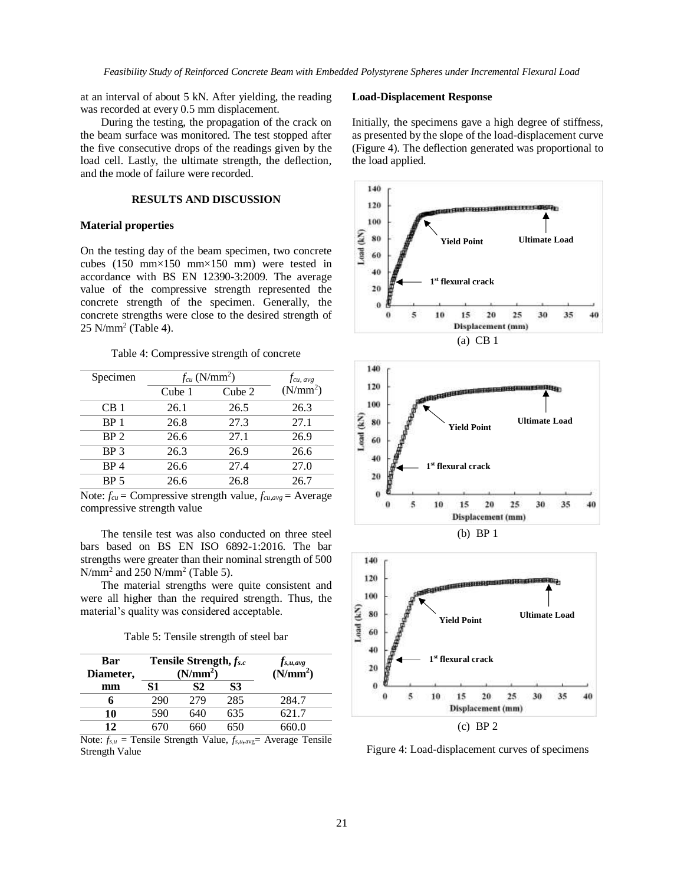at an interval of about 5 kN. After yielding, the reading was recorded at every 0.5 mm displacement.

During the testing, the propagation of the crack on the beam surface was monitored. The test stopped after the five consecutive drops of the readings given by the load cell. Lastly, the ultimate strength, the deflection, and the mode of failure were recorded.

## RESULTS AND DISCUSSION

### Material properties

On the testing day of the beam specimen, two concrete cubes (150 mm×150 mm×150 mm) were tested in accordance with BS EN 12390-3:2009. The average value of the compressive strength represented the concrete strength of the specimen. Generally, the concrete strengths were close to the desired strength of 25 N/mm$^2$ (Table 4).

Table 4: Compressive strength of concrete

| Specimen | $f_{cu}$ (N/mm$^2$) | | $f_{cu,avg}$ (N/mm$^2$) |
|---|---|---|---|
| | Cube 1 | Cube 2 | |
| CB 1 | 26.1 | 26.5 | 26.3 |
| BP 1 | 26.8 | 27.3 | 27.1 |
| BP 2 | 26.6 | 27.1 | 26.9 |
| BP 3 | 26.3 | 26.9 | 26.6 |
| BP 4 | 26.6 | 27.4 | 27.0 |
| BP 5 | 26.6 | 26.8 | 26.7 |

Note: $f_{cu}$ = Compressive strength value, $f_{cu,avg}$ = Average compressive strength value

The tensile test was also conducted on three steel bars based on BS EN ISO 6892-1:2016. The bar strengths were greater than their nominal strength of 500 N/mm$^2$ and 250 N/mm$^2$ (Table 5).

The material strengths were quite consistent and were all higher than the required strength. Thus, the material's quality was considered acceptable.

Table 5: Tensile strength of steel bar

| Bar Diameter, mm | Tensile Strength, $f_{s.c}$ (N/mm$^2$) | | | $f_{s,u,avg}$ (N/mm$^2$) |
|---|---|---|---|---|
| | S1 | S2 | S3 | |
| **6** | 290 | 279 | 285 | 284.7 |
| **10** | 590 | 640 | 635 | 621.7 |
| **12** | 670 | 660 | 650 | 660.0 |

Note: $f_{s,u}$ = Tensile Strength Value, $f_{s,u,avg}$= Average Tensile Strength Value

### Load-Displacement Response

Initially, the specimens gave a high degree of stiffness, as presented by the slope of the load-displacement curve (Figure 4). The deflection generated was proportional to the load applied.

(a) CB 1

(b) BP 1

(c) BP 2

Figure 4: Load-displacement curves of specimens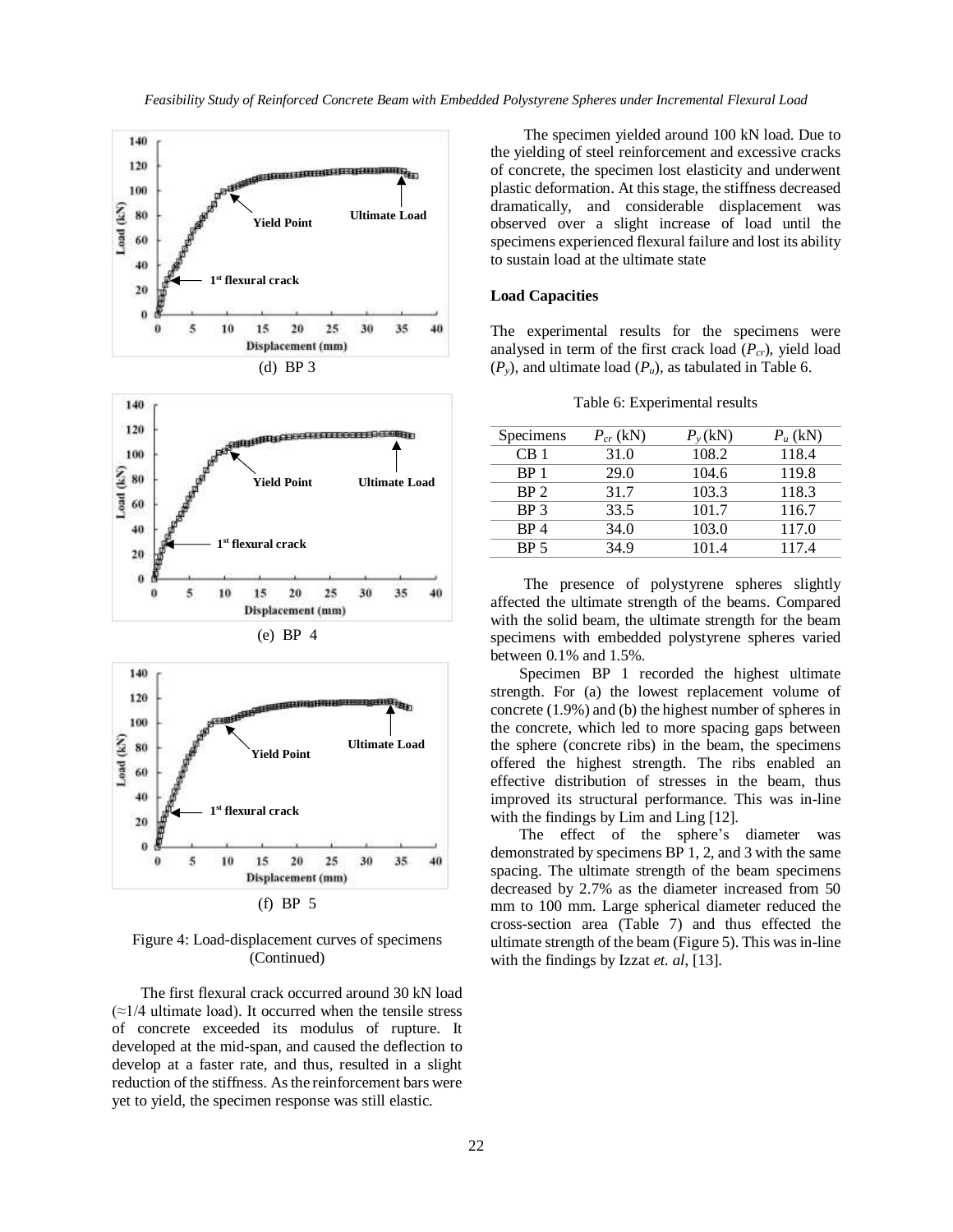(d) BP 3

(e) BP 4

(f) BP 5

Figure 4: Load-displacement curves of specimens (Continued)

The first flexural crack occurred around 30 kN load (≈1/4 ultimate load). It occurred when the tensile stress of concrete exceeded its modulus of rupture. It developed at the mid-span, and caused the deflection to develop at a faster rate, and thus, resulted in a slight reduction of the stiffness. As the reinforcement bars were yet to yield, the specimen response was still elastic.

The specimen yielded around 100 kN load. Due to the yielding of steel reinforcement and excessive cracks of concrete, the specimen lost elasticity and underwent plastic deformation. At this stage, the stiffness decreased dramatically, and considerable displacement was observed over a slight increase of load until the specimens experienced flexural failure and lost its ability to sustain load at the ultimate state

**Load Capacities**

The experimental results for the specimens were analysed in term of the first crack load ($P_{cr}$), yield load ($P_y$), and ultimate load ($P_u$), as tabulated in Table 6.

Table 6: Experimental results

| Specimens | $P_{cr}$ (kN) | $P_y$ (kN) | $P_u$ (kN) |
|---|---|---|---|
| CB 1 | 31.0 | 108.2 | 118.4 |
| BP 1 | 29.0 | 104.6 | 119.8 |
| BP 2 | 31.7 | 103.3 | 118.3 |
| BP 3 | 33.5 | 101.7 | 116.7 |
| BP 4 | 34.0 | 103.0 | 117.0 |
| BP 5 | 34.9 | 101.4 | 117.4 |

The presence of polystyrene spheres slightly affected the ultimate strength of the beams. Compared with the solid beam, the ultimate strength for the beam specimens with embedded polystyrene spheres varied between 0.1% and 1.5%.

Specimen BP 1 recorded the highest ultimate strength. For (a) the lowest replacement volume of concrete (1.9%) and (b) the highest number of spheres in the concrete, which led to more spacing gaps between the sphere (concrete ribs) in the beam, the specimens offered the highest strength. The ribs enabled an effective distribution of stresses in the beam, thus improved its structural performance. This was in-line with the findings by Lim and Ling [12].

The effect of the sphere's diameter was demonstrated by specimens BP 1, 2, and 3 with the same spacing. The ultimate strength of the beam specimens decreased by 2.7% as the diameter increased from 50 mm to 100 mm. Large spherical diameter reduced the cross-section area (Table 7) and thus effected the ultimate strength of the beam (Figure 5). This was in-line with the findings by Izzat *et. al*, [13].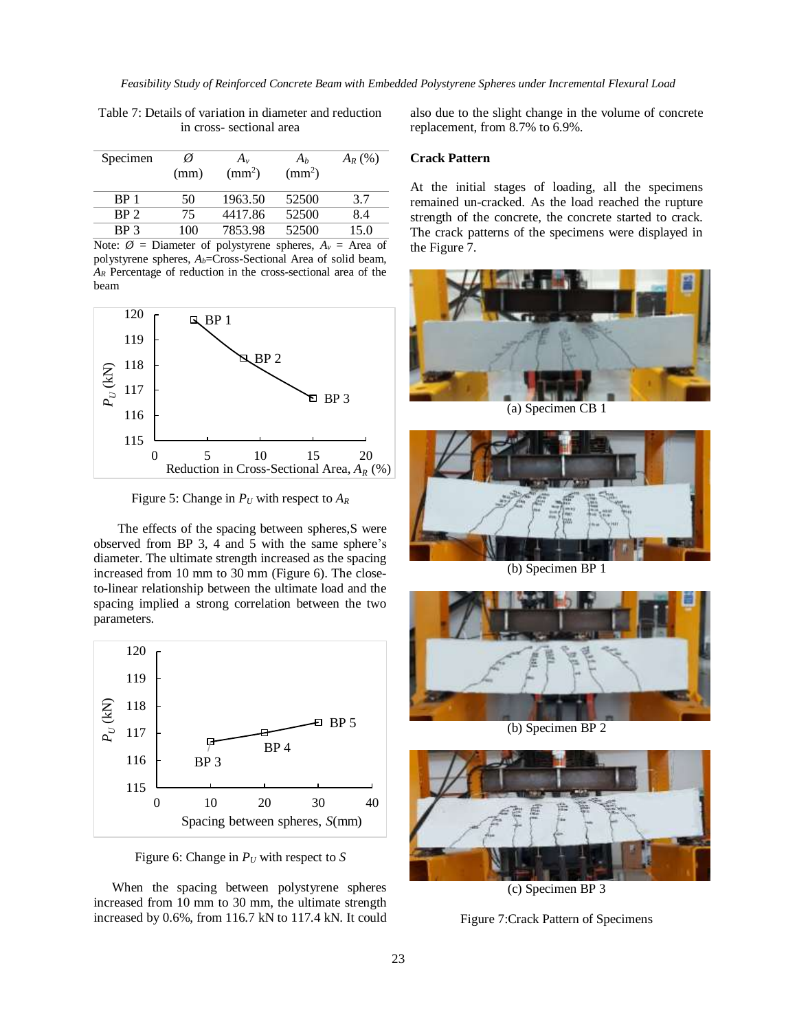Table 7: Details of variation in diameter and reduction in cross- sectional area

| Specimen | Ø (mm) | $A_v$ (mm$^2$) | $A_b$ (mm$^2$) | $A_R$ (%) |
|---|---|---|---|---|
| BP 1 | 50 | 1963.50 | 52500 | 3.7 |
| BP 2 | 75 | 4417.86 | 52500 | 8.4 |
| BP 3 | 100 | 7853.98 | 52500 | 15.0 |

Note: Ø = Diameter of polystyrene spheres, $A_v$ = Area of polystyrene spheres, $A_b$=Cross-Sectional Area of solid beam, $A_R$ Percentage of reduction in the cross-sectional area of the beam

Figure 5: Change in $P_U$ with respect to $A_R$

The effects of the spacing between spheres,S were observed from BP 3, 4 and 5 with the same sphere's diameter. The ultimate strength increased as the spacing increased from 10 mm to 30 mm (Figure 6). The close-to-linear relationship between the ultimate load and the spacing implied a strong correlation between the two parameters.

Figure 6: Change in $P_U$ with respect to $S$

When the spacing between polystyrene spheres increased from 10 mm to 30 mm, the ultimate strength increased by 0.6%, from 116.7 kN to 117.4 kN. It could also due to the slight change in the volume of concrete replacement, from 8.7% to 6.9%.

**Crack Pattern**

At the initial stages of loading, all the specimens remained un-cracked. As the load reached the rupture strength of the concrete, the concrete started to crack. The crack patterns of the specimens were displayed in the Figure 7.

(a) Specimen CB 1

(b) Specimen BP 1

(b) Specimen BP 2

(c) Specimen BP 3

Figure 7:Crack Pattern of Specimens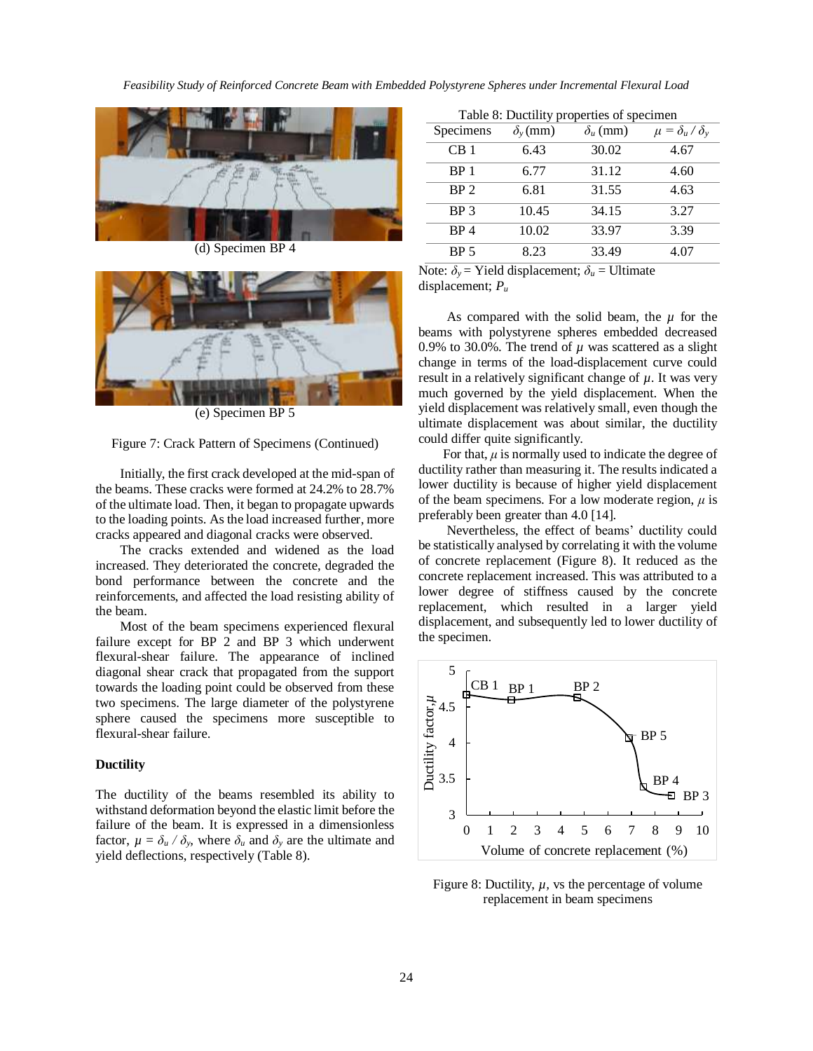(d) Specimen BP 4

(e) Specimen BP 5

Figure 7: Crack Pattern of Specimens (Continued)

Initially, the first crack developed at the mid-span of the beams. These cracks were formed at 24.2% to 28.7% of the ultimate load. Then, it began to propagate upwards to the loading points. As the load increased further, more cracks appeared and diagonal cracks were observed.

The cracks extended and widened as the load increased. They deteriorated the concrete, degraded the bond performance between the concrete and the reinforcements, and affected the load resisting ability of the beam.

Most of the beam specimens experienced flexural failure except for BP 2 and BP 3 which underwent flexural-shear failure. The appearance of inclined diagonal shear crack that propagated from the support towards the loading point could be observed from these two specimens. The large diameter of the polystyrene sphere caused the specimens more susceptible to flexural-shear failure.

**Ductility**

The ductility of the beams resembled its ability to withstand deformation beyond the elastic limit before the failure of the beam. It is expressed in a dimensionless factor, $\mu = \delta_u / \delta_y$, where $\delta_u$ and $\delta_y$ are the ultimate and yield deflections, respectively (Table 8).

Table 8: Ductility properties of specimen

| Specimens | $\delta_y$ (mm) | $\delta_u$ (mm) | $\mu = \delta_u / \delta_y$ |
|---|---|---|---|
| CB 1 | 6.43 | 30.02 | 4.67 |
| BP 1 | 6.77 | 31.12 | 4.60 |
| BP 2 | 6.81 | 31.55 | 4.63 |
| BP 3 | 10.45 | 34.15 | 3.27 |
| BP 4 | 10.02 | 33.97 | 3.39 |
| BP 5 | 8.23 | 33.49 | 4.07 |

Note: $\delta_y$ = Yield displacement; $\delta_u$ = Ultimate displacement; $P_u$

As compared with the solid beam, the $\mu$ for the beams with polystyrene spheres embedded decreased 0.9% to 30.0%. The trend of $\mu$ was scattered as a slight change in terms of the load-displacement curve could result in a relatively significant change of $\mu$. It was very much governed by the yield displacement. When the yield displacement was relatively small, even though the ultimate displacement was about similar, the ductility could differ quite significantly.

For that, $\mu$ is normally used to indicate the degree of ductility rather than measuring it. The results indicated a lower ductility is because of higher yield displacement of the beam specimens. For a low moderate region, $\mu$ is preferably been greater than 4.0 [14].

Nevertheless, the effect of beams' ductility could be statistically analysed by correlating it with the volume of concrete replacement (Figure 8). It reduced as the concrete replacement increased. This was attributed to a lower degree of stiffness caused by the concrete replacement, which resulted in a larger yield displacement, and subsequently led to lower ductility of the specimen.

Figure 8: Ductility, $\mu$, vs the percentage of volume replacement in beam specimens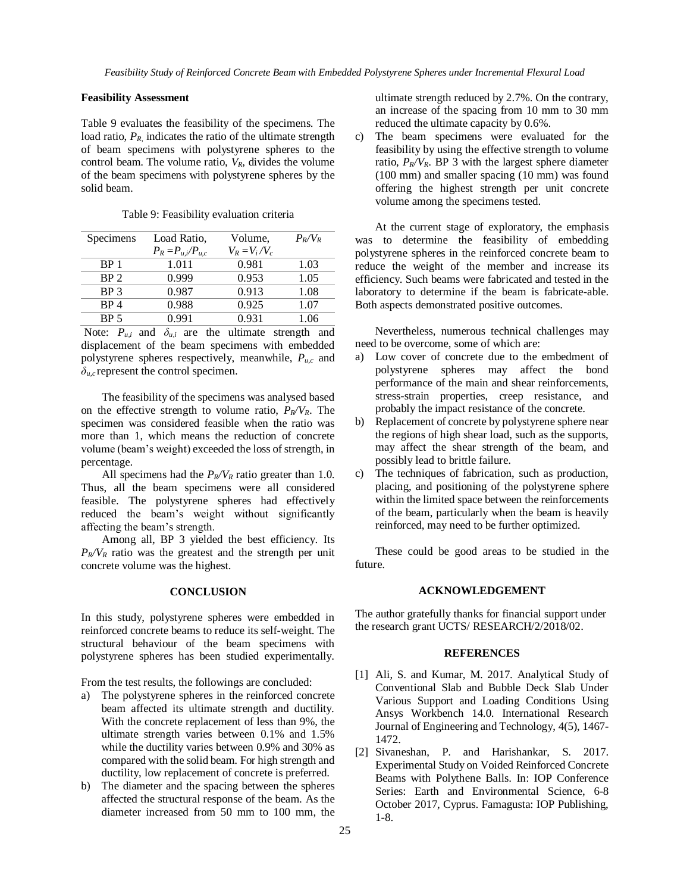### Feasibility Assessment

Table 9 evaluates the feasibility of the specimens. The load ratio, $P_R$, indicates the ratio of the ultimate strength of beam specimens with polystyrene spheres to the control beam. The volume ratio, $V_R$, divides the volume of the beam specimens with polystyrene spheres by the solid beam.

Table 9: Feasibility evaluation criteria

| Specimens | Load Ratio, $P_R = P_{u,i}/P_{u,c}$ | Volume, $V_R = V_i/V_c$ | $P_R/V_R$ |
|---|---|---|---|
| BP 1 | 1.011 | 0.981 | 1.03 |
| BP 2 | 0.999 | 0.953 | 1.05 |
| BP 3 | 0.987 | 0.913 | 1.08 |
| BP 4 | 0.988 | 0.925 | 1.07 |
| BP 5 | 0.991 | 0.931 | 1.06 |

Note: $P_{u,i}$ and $\delta_{u,i}$ are the ultimate strength and displacement of the beam specimens with embedded polystyrene spheres respectively, meanwhile, $P_{u,c}$ and $\delta_{u,c}$ represent the control specimen.

The feasibility of the specimens was analysed based on the effective strength to volume ratio, $P_R/V_R$. The specimen was considered feasible when the ratio was more than 1, which means the reduction of concrete volume (beam's weight) exceeded the loss of strength, in percentage.

All specimens had the $P_R/V_R$ ratio greater than 1.0. Thus, all the beam specimens were all considered feasible. The polystyrene spheres had effectively reduced the beam's weight without significantly affecting the beam's strength.

Among all, BP 3 yielded the best efficiency. Its $P_R/V_R$ ratio was the greatest and the strength per unit concrete volume was the highest.

## CONCLUSION

In this study, polystyrene spheres were embedded in reinforced concrete beams to reduce its self-weight. The structural behaviour of the beam specimens with polystyrene spheres has been studied experimentally.

From the test results, the followings are concluded:

a) The polystyrene spheres in the reinforced concrete beam affected its ultimate strength and ductility. With the concrete replacement of less than 9%, the ultimate strength varies between 0.1% and 1.5% while the ductility varies between 0.9% and 30% as compared with the solid beam. For high strength and ductility, low replacement of concrete is preferred.
b) The diameter and the spacing between the spheres affected the structural response of the beam. As the diameter increased from 50 mm to 100 mm, the ultimate strength reduced by 2.7%. On the contrary, an increase of the spacing from 10 mm to 30 mm reduced the ultimate capacity by 0.6%.
c) The beam specimens were evaluated for the feasibility by using the effective strength to volume ratio, $P_R/V_R$. BP 3 with the largest sphere diameter (100 mm) and smaller spacing (10 mm) was found offering the highest strength per unit concrete volume among the specimens tested.

At the current stage of exploratory, the emphasis was to determine the feasibility of embedding polystyrene spheres in the reinforced concrete beam to reduce the weight of the member and increase its efficiency. Such beams were fabricated and tested in the laboratory to determine if the beam is fabricate-able. Both aspects demonstrated positive outcomes.

Nevertheless, numerous technical challenges may need to be overcome, some of which are:

a) Low cover of concrete due to the embedment of polystyrene spheres may affect the bond performance of the main and shear reinforcements, stress-strain properties, creep resistance, and probably the impact resistance of the concrete.
b) Replacement of concrete by polystyrene sphere near the regions of high shear load, such as the supports, may affect the shear strength of the beam, and possibly lead to brittle failure.
c) The techniques of fabrication, such as production, placing, and positioning of the polystyrene sphere within the limited space between the reinforcements of the beam, particularly when the beam is heavily reinforced, may need to be further optimized.

These could be good areas to be studied in the future.

## ACKNOWLEDGEMENT

The author gratefully thanks for financial support under the research grant UCTS/ RESEARCH/2/2018/02.

## REFERENCES

[1] Ali, S. and Kumar, M. 2017. Analytical Study of Conventional Slab and Bubble Deck Slab Under Various Support and Loading Conditions Using Ansys Workbench 14.0. International Research Journal of Engineering and Technology, 4(5), 1467-1472.

[2] Sivaneshan, P. and Harishankar, S. 2017. Experimental Study on Voided Reinforced Concrete Beams with Polythene Balls. In: IOP Conference Series: Earth and Environmental Science, 6-8 October 2017, Cyprus. Famagusta: IOP Publishing, 1-8.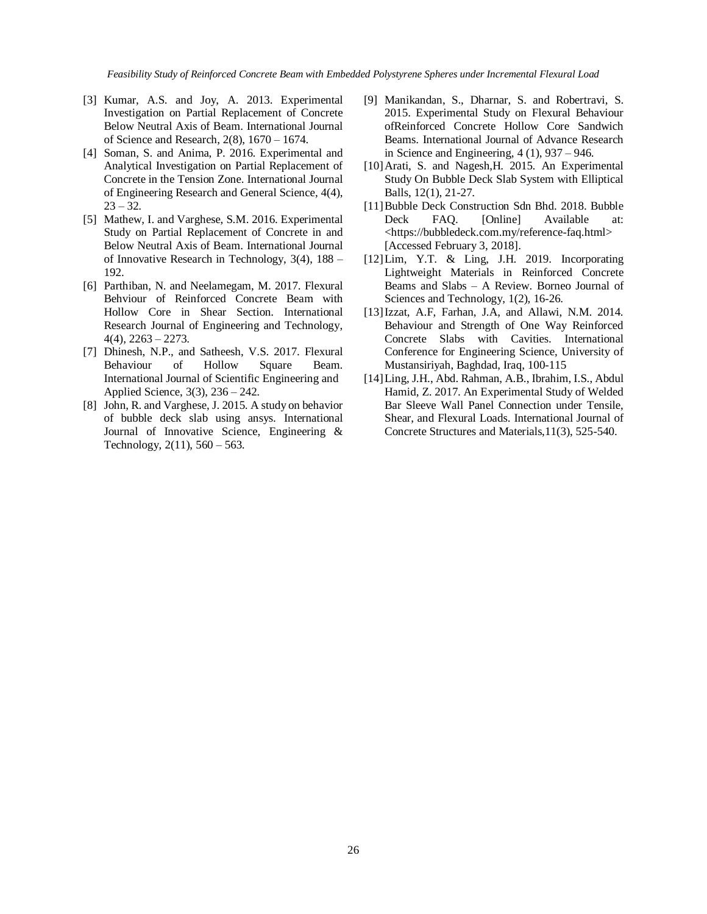[3] Kumar, A.S. and Joy, A. 2013. Experimental Investigation on Partial Replacement of Concrete Below Neutral Axis of Beam. International Journal of Science and Research, 2(8), 1670 – 1674.

[4] Soman, S. and Anima, P. 2016. Experimental and Analytical Investigation on Partial Replacement of Concrete in the Tension Zone. International Journal of Engineering Research and General Science, 4(4), 23 – 32.

[5] Mathew, I. and Varghese, S.M. 2016. Experimental Study on Partial Replacement of Concrete in and Below Neutral Axis of Beam. International Journal of Innovative Research in Technology, 3(4), 188 – 192.

[6] Parthiban, N. and Neelamegam, M. 2017. Flexural Behviour of Reinforced Concrete Beam with Hollow Core in Shear Section. International Research Journal of Engineering and Technology, 4(4), 2263 – 2273.

[7] Dhinesh, N.P., and Satheesh, V.S. 2017. Flexural Behaviour of Hollow Square Beam. International Journal of Scientific Engineering and Applied Science, 3(3), 236 – 242.

[8] John, R. and Varghese, J. 2015. A study on behavior of bubble deck slab using ansys. International Journal of Innovative Science, Engineering & Technology, 2(11), 560 – 563.

[9] Manikandan, S., Dharnar, S. and Robertravi, S. 2015. Experimental Study on Flexural Behaviour ofReinforced Concrete Hollow Core Sandwich Beams. International Journal of Advance Research in Science and Engineering, 4 (1), 937 – 946.

[10] Arati, S. and Nagesh,H. 2015. An Experimental Study On Bubble Deck Slab System with Elliptical Balls, 12(1), 21-27.

[11] Bubble Deck Construction Sdn Bhd. 2018. Bubble Deck FAQ. [Online] Available at: <https://bubbledeck.com.my/reference-faq.html> [Accessed February 3, 2018].

[12] Lim, Y.T. & Ling, J.H. 2019. Incorporating Lightweight Materials in Reinforced Concrete Beams and Slabs – A Review. Borneo Journal of Sciences and Technology, 1(2), 16-26.

[13] Izzat, A.F, Farhan, J.A, and Allawi, N.M. 2014. Behaviour and Strength of One Way Reinforced Concrete Slabs with Cavities. International Conference for Engineering Science, University of Mustansiriyah, Baghdad, Iraq, 100-115

[14] Ling, J.H., Abd. Rahman, A.B., Ibrahim, I.S., Abdul Hamid, Z. 2017. An Experimental Study of Welded Bar Sleeve Wall Panel Connection under Tensile, Shear, and Flexural Loads. International Journal of Concrete Structures and Materials,11(3), 525-540.